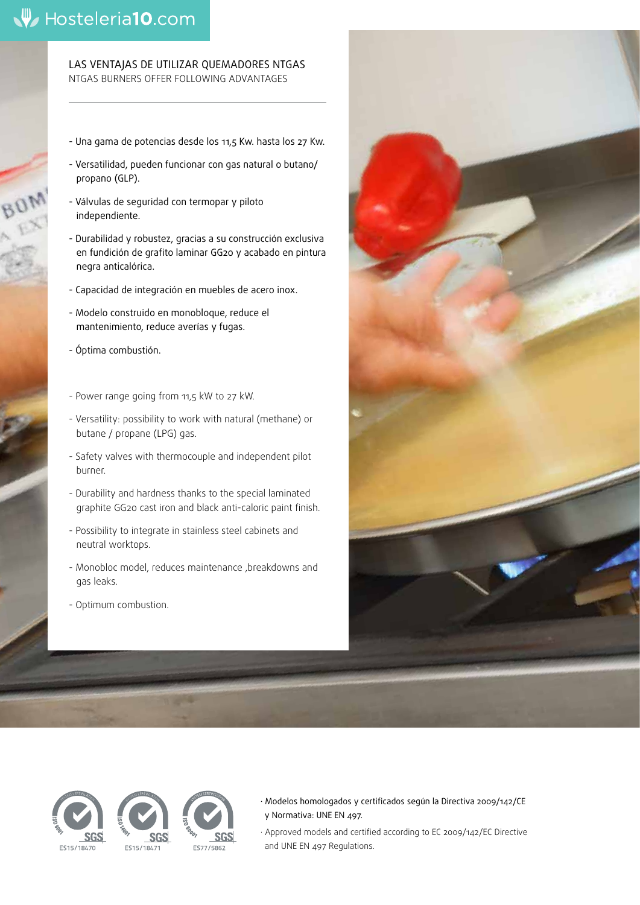# LAS VENTAJAS DE UTILIZAR QUEMADORES NTGAS

## NTGAS BURNERS OFFER FOLLOWING ADVANTAGES

- Una gama de potencias desde los 11,5 Kw. hasta los 27 Kw.
- Versatilidad, pueden funcionar con gas natural o butano/ propano (GLP).
- Válvulas de seguridad con termopar y piloto independiente.
- Durabilidad y robustez, gracias a su construcción exclusiva en fundición de grafito laminar GG20 y acabado en pintura negra anticalórica.
- Capacidad de integración en muebles de acero inox.
- Modelo construido en monobloque, reduce el mantenimiento, reduce averías y fugas.
- Óptima combustión.

- Power range going from 11,5 kW to 27 kW.
- Versatility: possibility to work with natural (methane) or butane / propane (LPG) gas.
- Safety valves with thermocouple and independent pilot burner.
- Durability and hardness thanks to the special laminated graphite GG20 cast iron and black anti-caloric paint finish.
- Possibility to integrate in stainless steel cabinets and neutral worktops.
- Monobloc model, reduces maintenance ,breakdowns and gas leaks.
- Optimum combustion.

ISO 9001 SGS ES15/18470 · ISO 14001 SGS ES15/18471 · ISO 50001 SGS ES77/5862

· Modelos homologados y certificados según la Directiva 2009/142/CE y Normativa: UNE EN 497.

· Approved models and certified according to EC 2009/142/EC Directive and UNE EN 497 Regulations.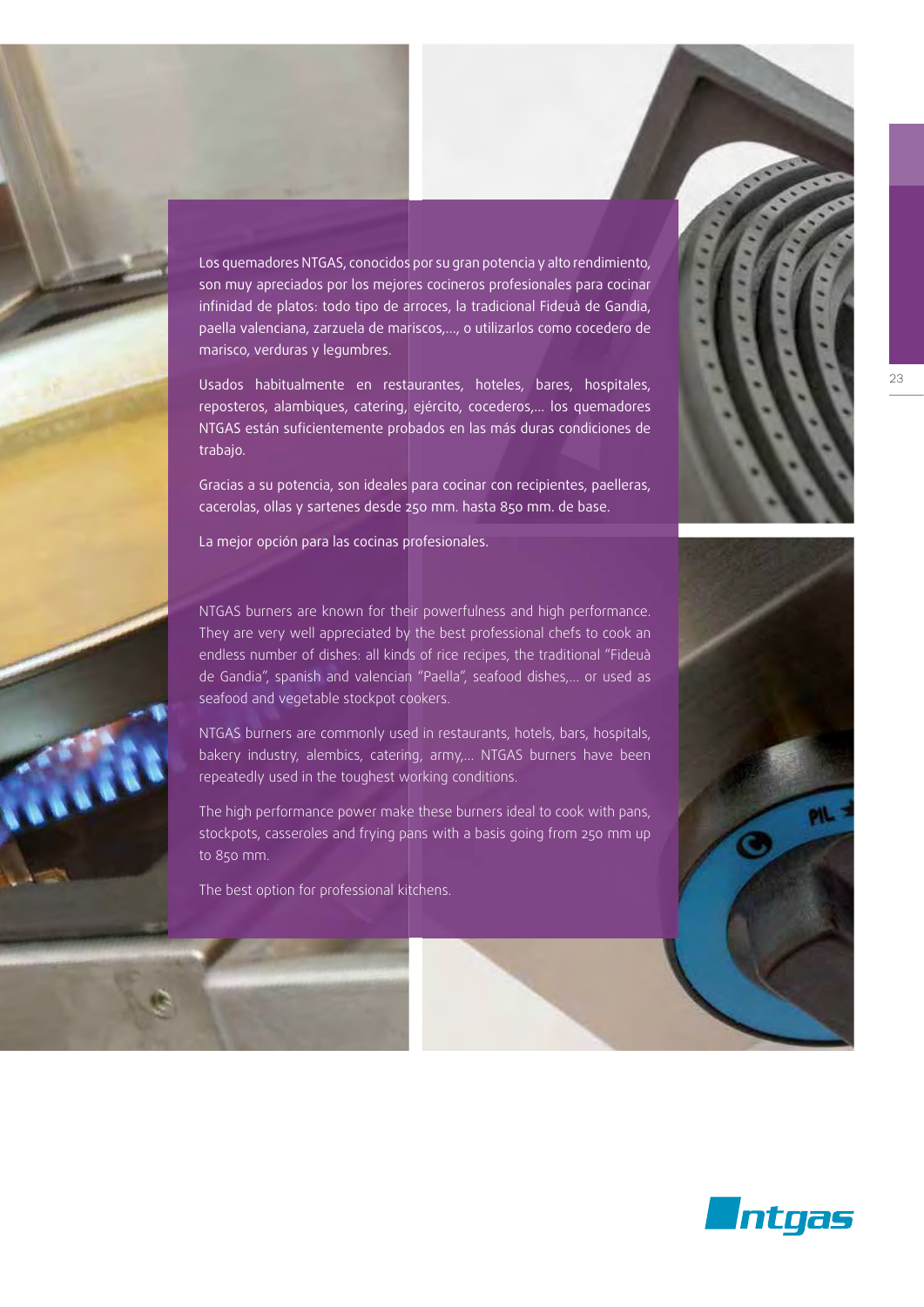Los quemadores NTGAS, conocidos por su gran potencia y alto rendimiento, son muy apreciados por los mejores cocineros profesionales para cocinar infinidad de platos: todo tipo de arroces, la tradicional Fideuà de Gandia, paella valenciana, zarzuela de mariscos,..., o utilizarlos como cocedero de marisco, verduras y legumbres.

Usados habitualmente en restaurantes, hoteles, bares, hospitales, reposteros, alambiques, catering, ejército, cocederos,... los quemadores NTGAS están suficientemente probados en las más duras condiciones de trabajo.

Gracias a su potencia, son ideales para cocinar con recipientes, paelleras, cacerolas, ollas y sartenes desde 250 mm. hasta 850 mm. de base.

La mejor opción para las cocinas profesionales.

NTGAS burners are known for their powerfulness and high performance. They are very well appreciated by the best professional chefs to cook an endless number of dishes: all kinds of rice recipes, the traditional "Fideuà de Gandia", spanish and valencian "Paella", seafood dishes,... or used as seafood and vegetable stockpot cookers.

NTGAS burners are commonly used in restaurants, hotels, bars, hospitals, bakery industry, alembics, catering, army,... NTGAS burners have been repeatedly used in the toughest working conditions.

The high performance power make these burners ideal to cook with pans, stockpots, casseroles and frying pans with a basis going from 250 mm up to 850 mm.

The best option for professional kitchens.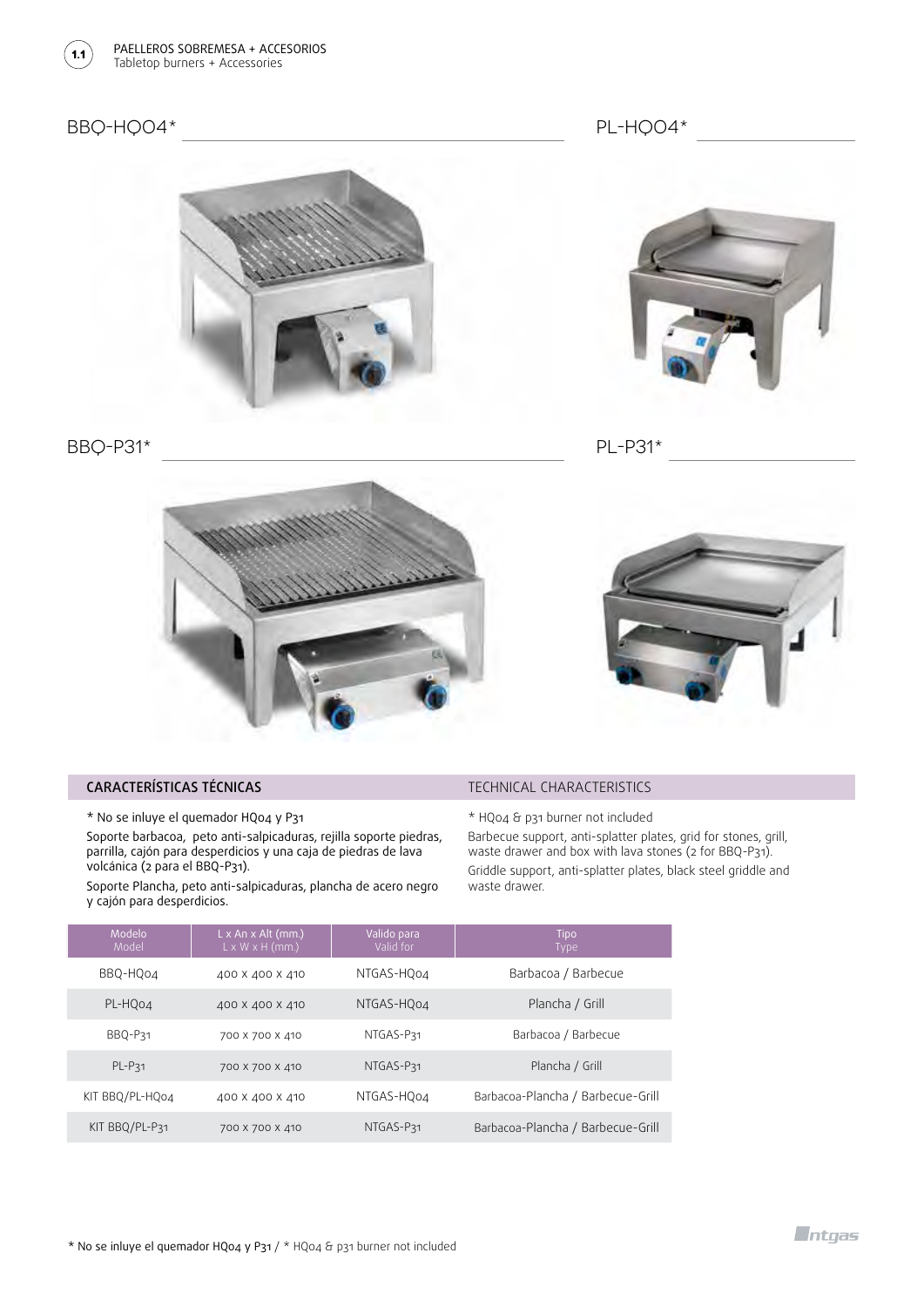## BBQ-HQO4*

## PL-HQO4*

## BBQ-P31*

## PL-P31*

### CARACTERÍSTICAS TÉCNICAS

* No se inluye el quemador HQo4 y P31

Soporte barbacoa, peto anti-salpicaduras, rejilla soporte piedras, parrilla, cajón para desperdicios y una caja de piedras de lava volcánica (2 para el BBQ-P31).

Soporte Plancha, peto anti-salpicaduras, plancha de acero negro y cajón para desperdicios.

### TECHNICAL CHARACTERISTICS

* HQo4 & p31 burner not included

Barbecue support, anti-splatter plates, grid for stones, grill, waste drawer and box with lava stones (2 for BBQ-P31).

Griddle support, anti-splatter plates, black steel griddle and waste drawer.

| Modelo Model | L x An x Alt (mm.) L x W x H (mm.) | Valido para Valid for | Tipo Type |
|---|---|---|---|
| BBQ-HQo4 | 400 x 400 x 410 | NTGAS-HQo4 | Barbacoa / Barbecue |
| PL-HQo4 | 400 x 400 x 410 | NTGAS-HQo4 | Plancha / Grill |
| BBQ-P31 | 700 x 700 x 410 | NTGAS-P31 | Barbacoa / Barbecue |
| PL-P31 | 700 x 700 x 410 | NTGAS-P31 | Plancha / Grill |
| KIT BBQ/PL-HQo4 | 400 x 400 x 410 | NTGAS-HQo4 | Barbacoa-Plancha / Barbecue-Grill |
| KIT BBQ/PL-P31 | 700 x 700 x 410 | NTGAS-P31 | Barbacoa-Plancha / Barbecue-Grill |

* No se inluye el quemador HQo4 y P31 / * HQo4 & p31 burner not included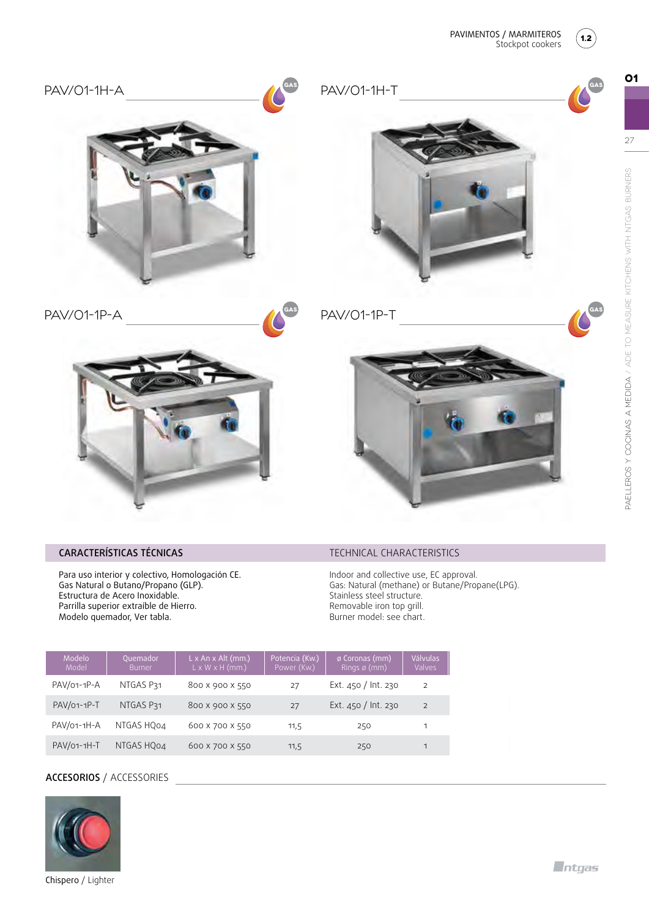## PAV/O1-1H-A

## PAV/O1-1H-T

## PAV/O1-1P-A

## PAV/O1-1P-T

### CARACTERÍSTICAS TÉCNICAS

Para uso interior y colectivo, Homologación CE.
Gas Natural o Butano/Propano (GLP).
Estructura de Acero Inoxidable.
Parrilla superior extraíble de Hierro.
Modelo quemador, Ver tabla.

### TECHNICAL CHARACTERISTICS

Indoor and collective use, EC approval.
Gas: Natural (methane) or Butane/Propane(LPG).
Stainless steel structure.
Removable iron top grill.
Burner model: see chart.

| Modelo<br>Model | Quemador<br>Burner | L x An x Alt (mm.)<br>L x W x H (mm.) | Potencia (Kw.)<br>Power (Kw.) | ø Coronas (mm)<br>Rings ø (mm) | Válvulas<br>Valves |
|---|---|---|---|---|---|
| PAV/01-1P-A | NTGAS P31 | 800 x 900 x 550 | 27 | Ext. 450 / Int. 230 | 2 |
| PAV/01-1P-T | NTGAS P31 | 800 x 900 x 550 | 27 | Ext. 450 / Int. 230 | 2 |
| PAV/01-1H-A | NTGAS HQ04 | 600 x 700 x 550 | 11,5 | 250 | 1 |
| PAV/01-1H-T | NTGAS HQ04 | 600 x 700 x 550 | 11,5 | 250 | 1 |

### ACCESORIOS / ACCESSORIES

Chispero / Lighter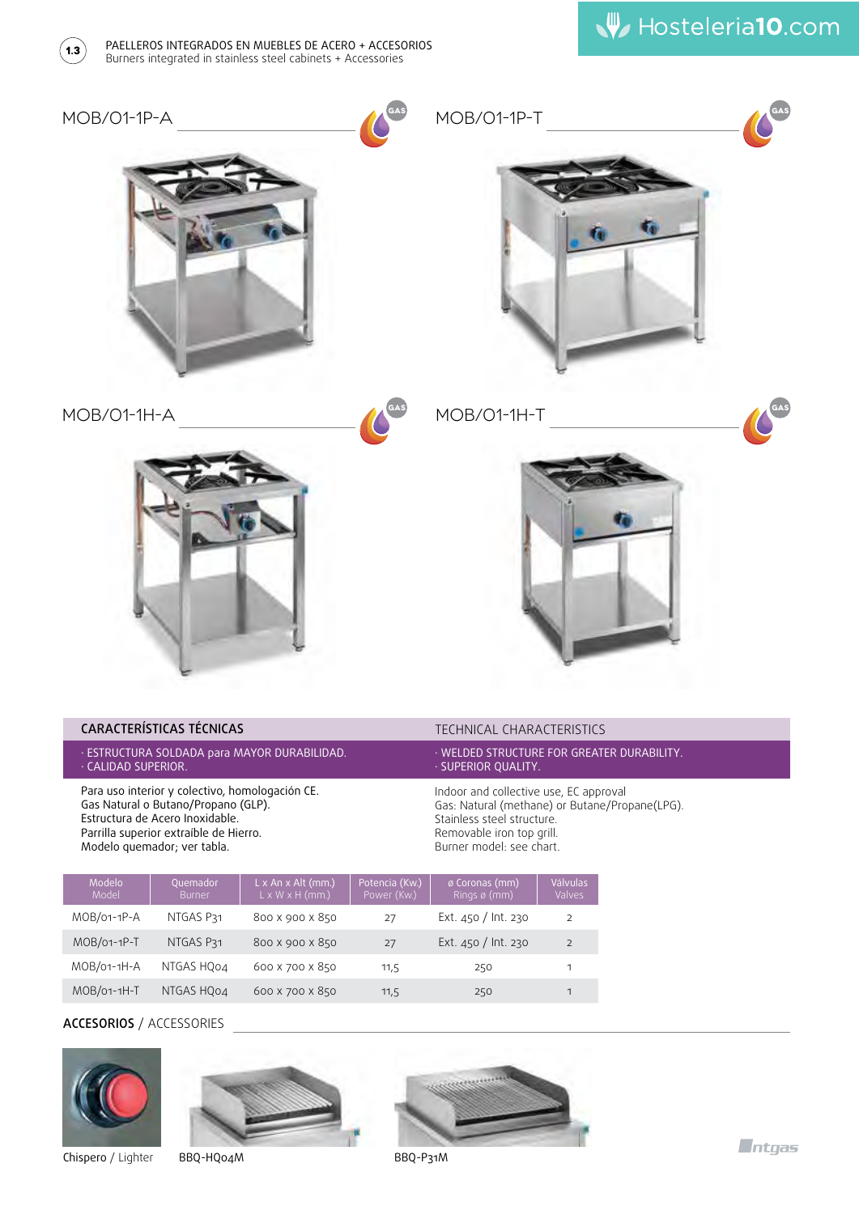## 1.3 PAELLEROS INTEGRADOS EN MUEBLES DE ACERO + ACCESORIOS
Burners integrated in stainless steel cabinets + Accessories

### MOB/O1-1P-A

### MOB/O1-1P-T

### MOB/O1-1H-A

### MOB/O1-1H-T

## CARACTERÍSTICAS TÉCNICAS / TECHNICAL CHARACTERISTICS

- ESTRUCTURA SOLDADA para MAYOR DURABILIDAD.
- CALIDAD SUPERIOR.

Para uso interior y colectivo, homologación CE.
Gas Natural o Butano/Propano (GLP).
Estructura de Acero Inoxidable.
Parrilla superior extraíble de Hierro.
Modelo quemador; ver tabla.

- WELDED STRUCTURE FOR GREATER DURABILITY.
- SUPERIOR QUALITY.

Indoor and collective use, EC approval
Gas: Natural (methane) or Butane/Propane(LPG).
Stainless steel structure.
Removable iron top grill.
Burner model: see chart.

| Modelo Model | Quemador Burner | L x An x Alt (mm.) L x W x H (mm.) | Potencia (Kw.) Power (Kw.) | ø Coronas (mm) Rings ø (mm) | Válvulas Valves |
|---|---|---|---|---|---|
| MOB/01-1P-A | NTGAS P31 | 800 x 900 x 850 | 27 | Ext. 450 / Int. 230 | 2 |
| MOB/01-1P-T | NTGAS P31 | 800 x 900 x 850 | 27 | Ext. 450 / Int. 230 | 2 |
| MOB/01-1H-A | NTGAS HQ04 | 600 x 700 x 850 | 11,5 | 250 | 1 |
| MOB/01-1H-T | NTGAS HQ04 | 600 x 700 x 850 | 11,5 | 250 | 1 |

### ACCESORIOS / ACCESSORIES

Chispero / Lighter

BBQ-HQ04M

BBQ-P31M